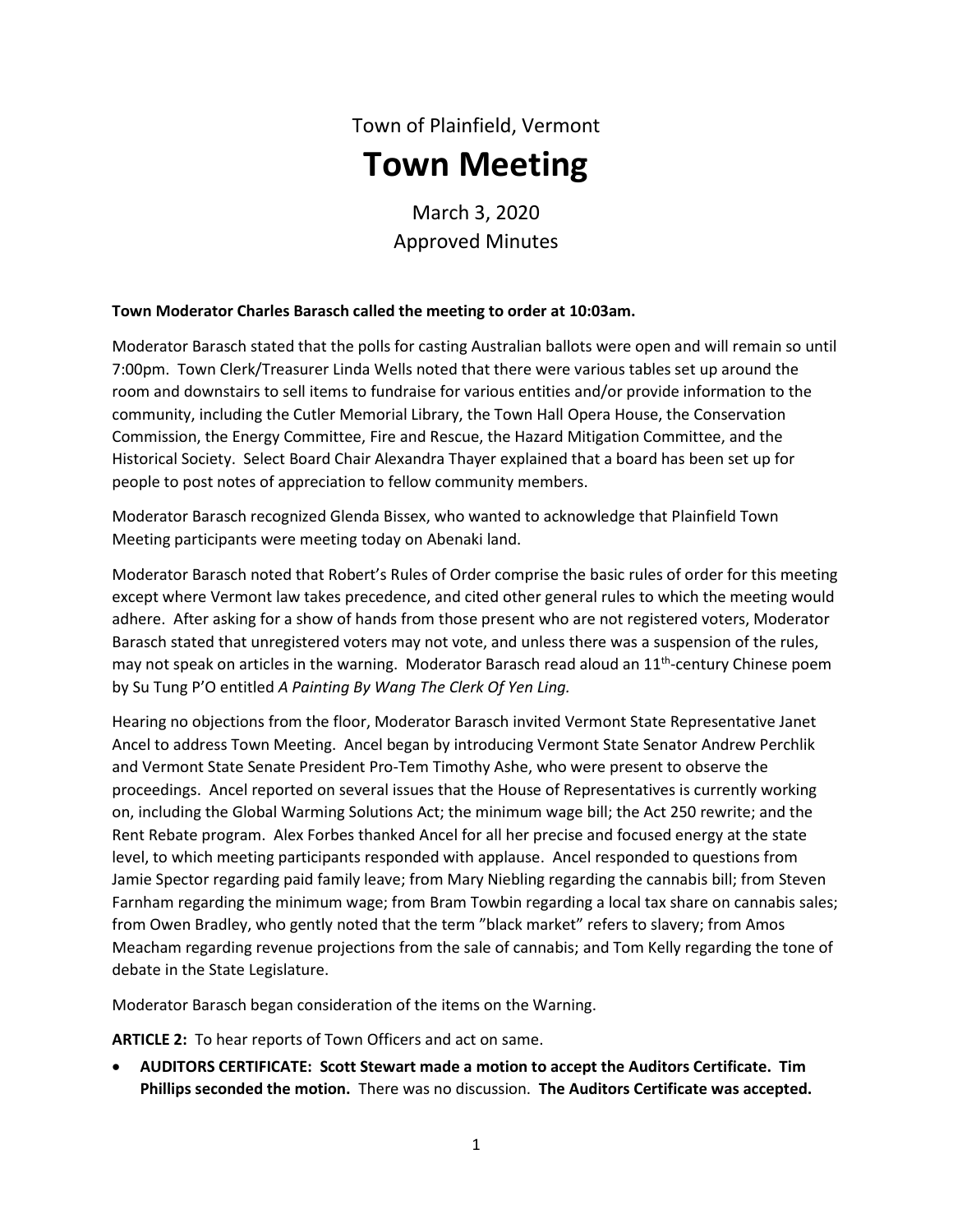Town of Plainfield, Vermont

# Town Meeting

March 3, 2020
Approved Minutes

**Town Moderator Charles Barasch called the meeting to order at 10:03am.**

Moderator Barasch stated that the polls for casting Australian ballots were open and will remain so until 7:00pm. Town Clerk/Treasurer Linda Wells noted that there were various tables set up around the room and downstairs to sell items to fundraise for various entities and/or provide information to the community, including the Cutler Memorial Library, the Town Hall Opera House, the Conservation Commission, the Energy Committee, Fire and Rescue, the Hazard Mitigation Committee, and the Historical Society. Select Board Chair Alexandra Thayer explained that a board has been set up for people to post notes of appreciation to fellow community members.

Moderator Barasch recognized Glenda Bissex, who wanted to acknowledge that Plainfield Town Meeting participants were meeting today on Abenaki land.

Moderator Barasch noted that Robert's Rules of Order comprise the basic rules of order for this meeting except where Vermont law takes precedence, and cited other general rules to which the meeting would adhere. After asking for a show of hands from those present who are not registered voters, Moderator Barasch stated that unregistered voters may not vote, and unless there was a suspension of the rules, may not speak on articles in the warning. Moderator Barasch read aloud an 11th-century Chinese poem by Su Tung P'O entitled *A Painting By Wang The Clerk Of Yen Ling.*

Hearing no objections from the floor, Moderator Barasch invited Vermont State Representative Janet Ancel to address Town Meeting. Ancel began by introducing Vermont State Senator Andrew Perchlik and Vermont State Senate President Pro-Tem Timothy Ashe, who were present to observe the proceedings. Ancel reported on several issues that the House of Representatives is currently working on, including the Global Warming Solutions Act; the minimum wage bill; the Act 250 rewrite; and the Rent Rebate program. Alex Forbes thanked Ancel for all her precise and focused energy at the state level, to which meeting participants responded with applause. Ancel responded to questions from Jamie Spector regarding paid family leave; from Mary Niebling regarding the cannabis bill; from Steven Farnham regarding the minimum wage; from Bram Towbin regarding a local tax share on cannabis sales; from Owen Bradley, who gently noted that the term "black market" refers to slavery; from Amos Meacham regarding revenue projections from the sale of cannabis; and Tom Kelly regarding the tone of debate in the State Legislature.

Moderator Barasch began consideration of the items on the Warning.

**ARTICLE 2:** To hear reports of Town Officers and act on same.

- **AUDITORS CERTIFICATE: Scott Stewart made a motion to accept the Auditors Certificate. Tim Phillips seconded the motion.** There was no discussion. **The Auditors Certificate was accepted.**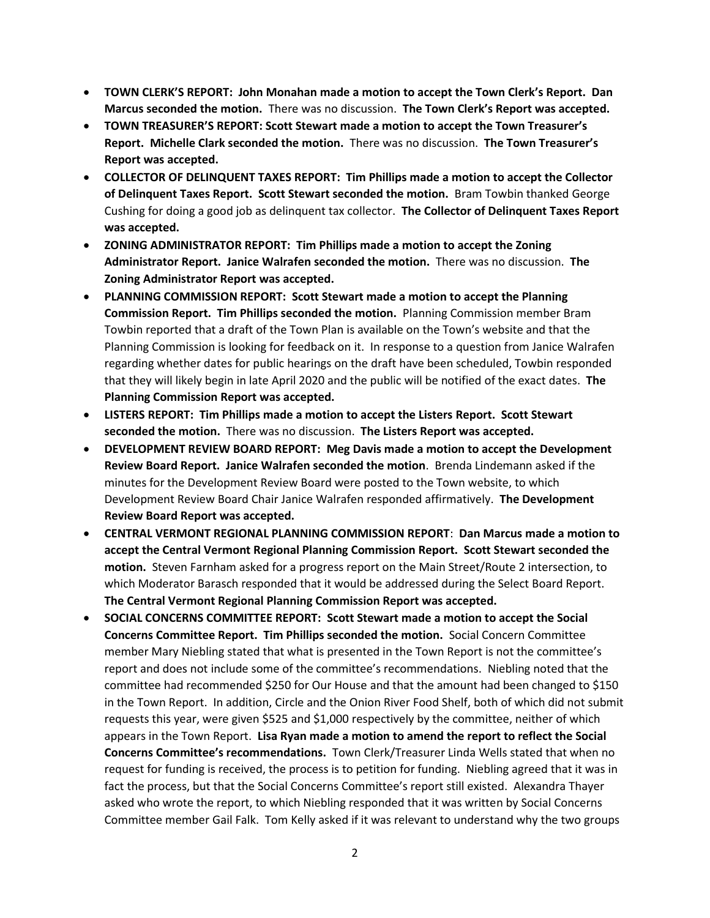- **TOWN CLERK'S REPORT: John Monahan made a motion to accept the Town Clerk's Report. Dan Marcus seconded the motion.** There was no discussion. **The Town Clerk's Report was accepted.**
- **TOWN TREASURER'S REPORT: Scott Stewart made a motion to accept the Town Treasurer's Report. Michelle Clark seconded the motion.** There was no discussion. **The Town Treasurer's Report was accepted.**
- **COLLECTOR OF DELINQUENT TAXES REPORT: Tim Phillips made a motion to accept the Collector of Delinquent Taxes Report. Scott Stewart seconded the motion.** Bram Towbin thanked George Cushing for doing a good job as delinquent tax collector. **The Collector of Delinquent Taxes Report was accepted.**
- **ZONING ADMINISTRATOR REPORT: Tim Phillips made a motion to accept the Zoning Administrator Report. Janice Walrafen seconded the motion.** There was no discussion. **The Zoning Administrator Report was accepted.**
- **PLANNING COMMISSION REPORT: Scott Stewart made a motion to accept the Planning Commission Report. Tim Phillips seconded the motion.** Planning Commission member Bram Towbin reported that a draft of the Town Plan is available on the Town's website and that the Planning Commission is looking for feedback on it. In response to a question from Janice Walrafen regarding whether dates for public hearings on the draft have been scheduled, Towbin responded that they will likely begin in late April 2020 and the public will be notified of the exact dates. **The Planning Commission Report was accepted.**
- **LISTERS REPORT: Tim Phillips made a motion to accept the Listers Report. Scott Stewart seconded the motion.** There was no discussion. **The Listers Report was accepted.**
- **DEVELOPMENT REVIEW BOARD REPORT: Meg Davis made a motion to accept the Development Review Board Report. Janice Walrafen seconded the motion**. Brenda Lindemann asked if the minutes for the Development Review Board were posted to the Town website, to which Development Review Board Chair Janice Walrafen responded affirmatively. **The Development Review Board Report was accepted.**
- **CENTRAL VERMONT REGIONAL PLANNING COMMISSION REPORT**: **Dan Marcus made a motion to accept the Central Vermont Regional Planning Commission Report. Scott Stewart seconded the motion.** Steven Farnham asked for a progress report on the Main Street/Route 2 intersection, to which Moderator Barasch responded that it would be addressed during the Select Board Report. **The Central Vermont Regional Planning Commission Report was accepted.**
- **SOCIAL CONCERNS COMMITTEE REPORT: Scott Stewart made a motion to accept the Social Concerns Committee Report. Tim Phillips seconded the motion.** Social Concern Committee member Mary Niebling stated that what is presented in the Town Report is not the committee's report and does not include some of the committee's recommendations. Niebling noted that the committee had recommended $250 for Our House and that the amount had been changed to $150 in the Town Report. In addition, Circle and the Onion River Food Shelf, both of which did not submit requests this year, were given $525 and $1,000 respectively by the committee, neither of which appears in the Town Report. **Lisa Ryan made a motion to amend the report to reflect the Social Concerns Committee's recommendations.** Town Clerk/Treasurer Linda Wells stated that when no request for funding is received, the process is to petition for funding. Niebling agreed that it was in fact the process, but that the Social Concerns Committee's report still existed. Alexandra Thayer asked who wrote the report, to which Niebling responded that it was written by Social Concerns Committee member Gail Falk. Tom Kelly asked if it was relevant to understand why the two groups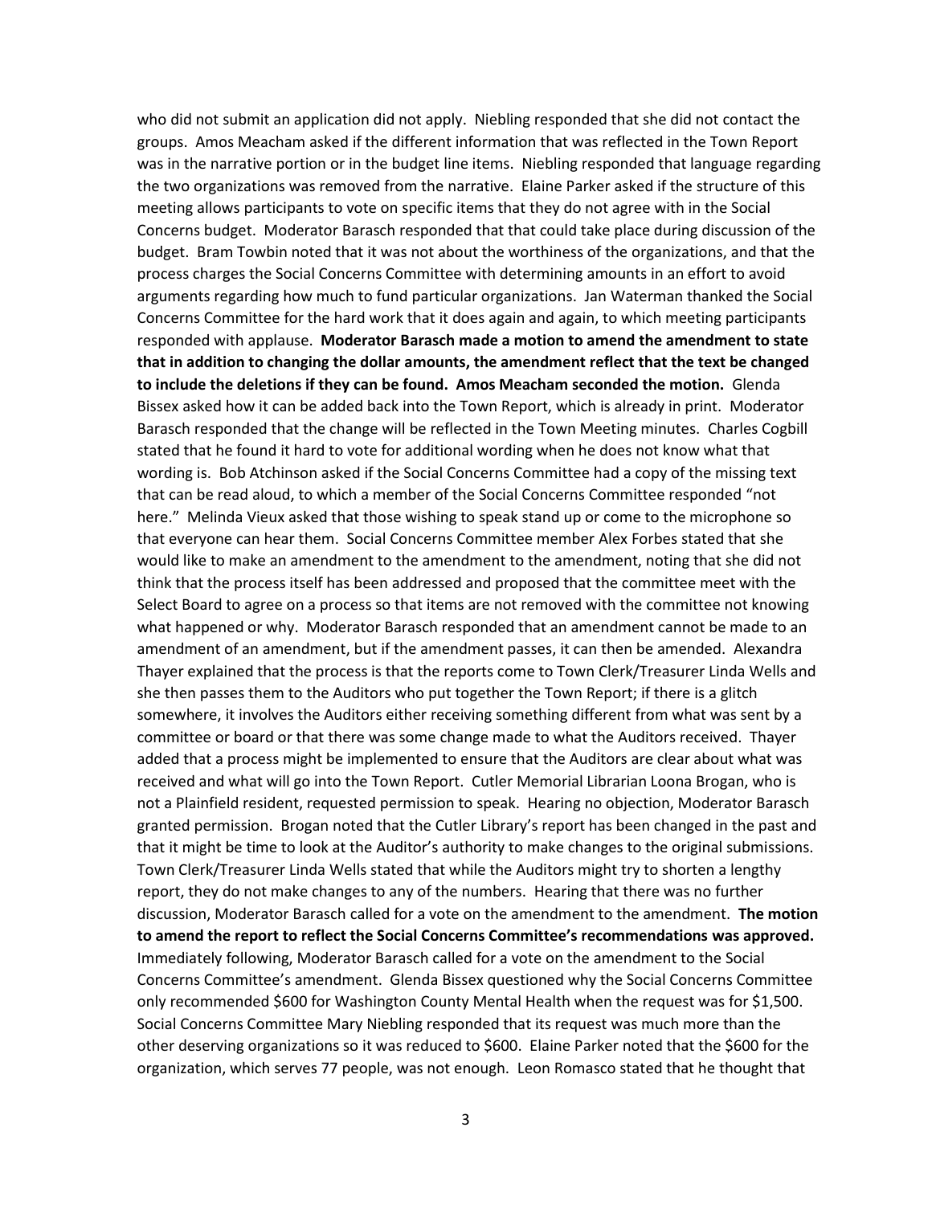who did not submit an application did not apply. Niebling responded that she did not contact the groups. Amos Meacham asked if the different information that was reflected in the Town Report was in the narrative portion or in the budget line items. Niebling responded that language regarding the two organizations was removed from the narrative. Elaine Parker asked if the structure of this meeting allows participants to vote on specific items that they do not agree with in the Social Concerns budget. Moderator Barasch responded that that could take place during discussion of the budget. Bram Towbin noted that it was not about the worthiness of the organizations, and that the process charges the Social Concerns Committee with determining amounts in an effort to avoid arguments regarding how much to fund particular organizations. Jan Waterman thanked the Social Concerns Committee for the hard work that it does again and again, to which meeting participants responded with applause. **Moderator Barasch made a motion to amend the amendment to state that in addition to changing the dollar amounts, the amendment reflect that the text be changed to include the deletions if they can be found. Amos Meacham seconded the motion.** Glenda Bissex asked how it can be added back into the Town Report, which is already in print. Moderator Barasch responded that the change will be reflected in the Town Meeting minutes. Charles Cogbill stated that he found it hard to vote for additional wording when he does not know what that wording is. Bob Atchinson asked if the Social Concerns Committee had a copy of the missing text that can be read aloud, to which a member of the Social Concerns Committee responded "not here." Melinda Vieux asked that those wishing to speak stand up or come to the microphone so that everyone can hear them. Social Concerns Committee member Alex Forbes stated that she would like to make an amendment to the amendment to the amendment, noting that she did not think that the process itself has been addressed and proposed that the committee meet with the Select Board to agree on a process so that items are not removed with the committee not knowing what happened or why. Moderator Barasch responded that an amendment cannot be made to an amendment of an amendment, but if the amendment passes, it can then be amended. Alexandra Thayer explained that the process is that the reports come to Town Clerk/Treasurer Linda Wells and she then passes them to the Auditors who put together the Town Report; if there is a glitch somewhere, it involves the Auditors either receiving something different from what was sent by a committee or board or that there was some change made to what the Auditors received. Thayer added that a process might be implemented to ensure that the Auditors are clear about what was received and what will go into the Town Report. Cutler Memorial Librarian Loona Brogan, who is not a Plainfield resident, requested permission to speak. Hearing no objection, Moderator Barasch granted permission. Brogan noted that the Cutler Library's report has been changed in the past and that it might be time to look at the Auditor's authority to make changes to the original submissions. Town Clerk/Treasurer Linda Wells stated that while the Auditors might try to shorten a lengthy report, they do not make changes to any of the numbers. Hearing that there was no further discussion, Moderator Barasch called for a vote on the amendment to the amendment. **The motion to amend the report to reflect the Social Concerns Committee's recommendations was approved.** Immediately following, Moderator Barasch called for a vote on the amendment to the Social Concerns Committee's amendment. Glenda Bissex questioned why the Social Concerns Committee only recommended $600 for Washington County Mental Health when the request was for $1,500. Social Concerns Committee Mary Niebling responded that its request was much more than the other deserving organizations so it was reduced to $600. Elaine Parker noted that the $600 for the organization, which serves 77 people, was not enough. Leon Romasco stated that he thought that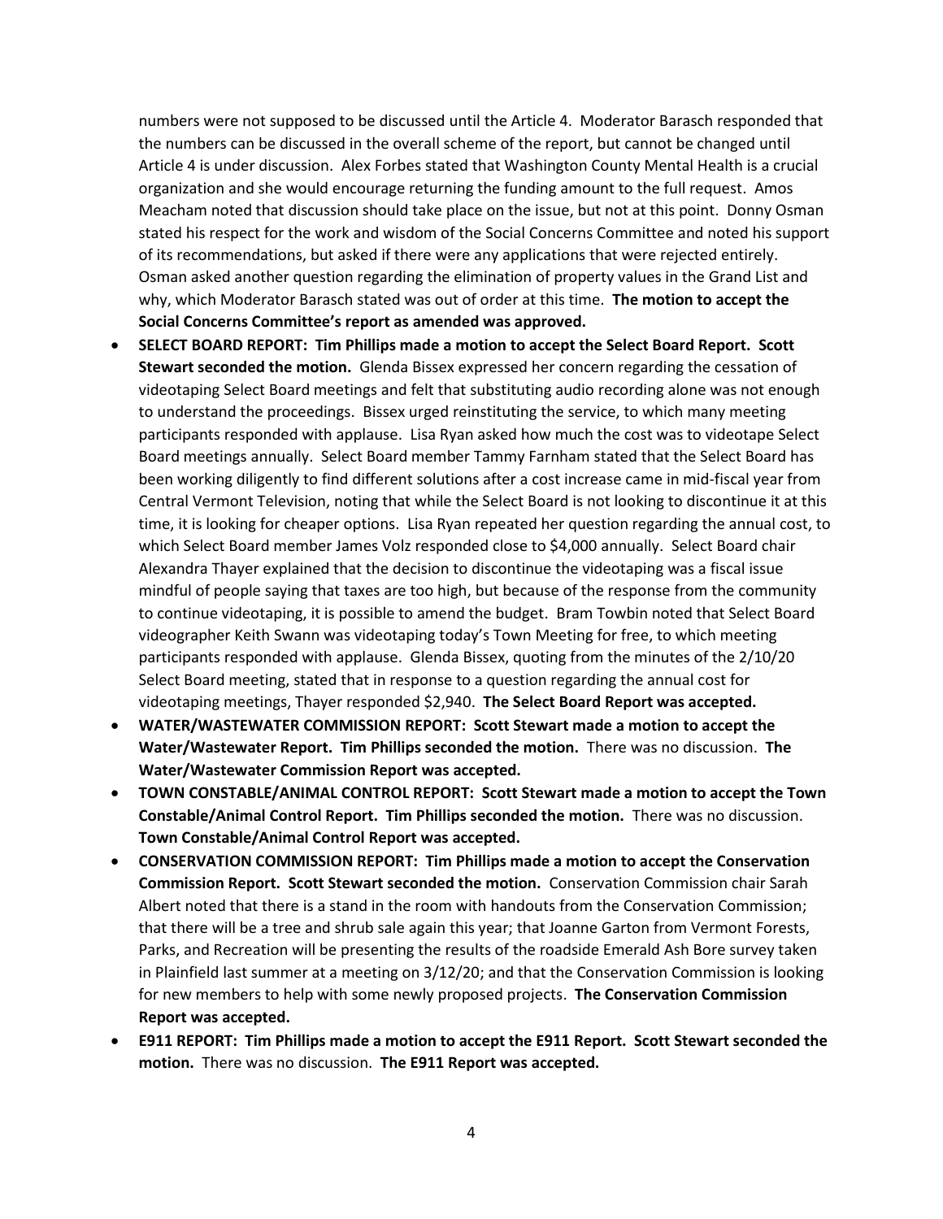numbers were not supposed to be discussed until the Article 4. Moderator Barasch responded that the numbers can be discussed in the overall scheme of the report, but cannot be changed until Article 4 is under discussion. Alex Forbes stated that Washington County Mental Health is a crucial organization and she would encourage returning the funding amount to the full request. Amos Meacham noted that discussion should take place on the issue, but not at this point. Donny Osman stated his respect for the work and wisdom of the Social Concerns Committee and noted his support of its recommendations, but asked if there were any applications that were rejected entirely. Osman asked another question regarding the elimination of property values in the Grand List and why, which Moderator Barasch stated was out of order at this time. **The motion to accept the Social Concerns Committee's report as amended was approved.**

- **SELECT BOARD REPORT: Tim Phillips made a motion to accept the Select Board Report. Scott Stewart seconded the motion.** Glenda Bissex expressed her concern regarding the cessation of videotaping Select Board meetings and felt that substituting audio recording alone was not enough to understand the proceedings. Bissex urged reinstituting the service, to which many meeting participants responded with applause. Lisa Ryan asked how much the cost was to videotape Select Board meetings annually. Select Board member Tammy Farnham stated that the Select Board has been working diligently to find different solutions after a cost increase came in mid-fiscal year from Central Vermont Television, noting that while the Select Board is not looking to discontinue it at this time, it is looking for cheaper options. Lisa Ryan repeated her question regarding the annual cost, to which Select Board member James Volz responded close to $4,000 annually. Select Board chair Alexandra Thayer explained that the decision to discontinue the videotaping was a fiscal issue mindful of people saying that taxes are too high, but because of the response from the community to continue videotaping, it is possible to amend the budget. Bram Towbin noted that Select Board videographer Keith Swann was videotaping today's Town Meeting for free, to which meeting participants responded with applause. Glenda Bissex, quoting from the minutes of the 2/10/20 Select Board meeting, stated that in response to a question regarding the annual cost for videotaping meetings, Thayer responded $2,940. **The Select Board Report was accepted.**
- **WATER/WASTEWATER COMMISSION REPORT: Scott Stewart made a motion to accept the Water/Wastewater Report. Tim Phillips seconded the motion.** There was no discussion. **The Water/Wastewater Commission Report was accepted.**
- **TOWN CONSTABLE/ANIMAL CONTROL REPORT: Scott Stewart made a motion to accept the Town Constable/Animal Control Report. Tim Phillips seconded the motion.** There was no discussion. **Town Constable/Animal Control Report was accepted.**
- **CONSERVATION COMMISSION REPORT: Tim Phillips made a motion to accept the Conservation Commission Report. Scott Stewart seconded the motion.** Conservation Commission chair Sarah Albert noted that there is a stand in the room with handouts from the Conservation Commission; that there will be a tree and shrub sale again this year; that Joanne Garton from Vermont Forests, Parks, and Recreation will be presenting the results of the roadside Emerald Ash Bore survey taken in Plainfield last summer at a meeting on 3/12/20; and that the Conservation Commission is looking for new members to help with some newly proposed projects. **The Conservation Commission Report was accepted.**
- **E911 REPORT: Tim Phillips made a motion to accept the E911 Report. Scott Stewart seconded the motion.** There was no discussion. **The E911 Report was accepted.**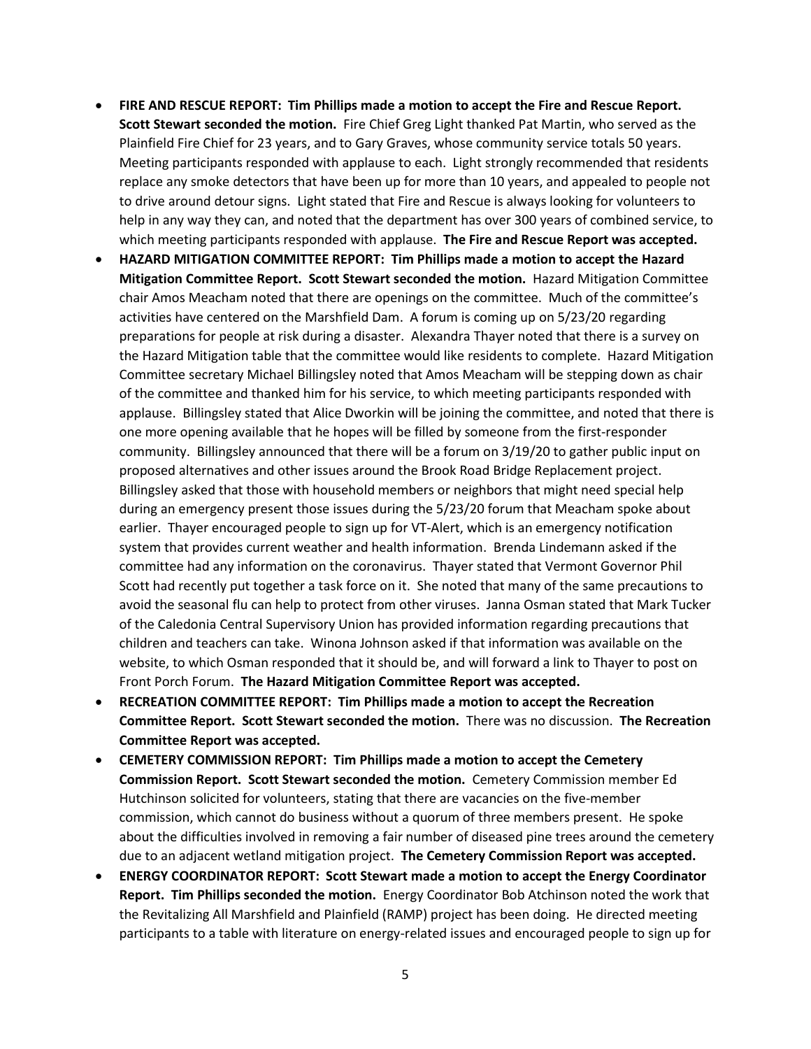- **FIRE AND RESCUE REPORT: Tim Phillips made a motion to accept the Fire and Rescue Report. Scott Stewart seconded the motion.** Fire Chief Greg Light thanked Pat Martin, who served as the Plainfield Fire Chief for 23 years, and to Gary Graves, whose community service totals 50 years. Meeting participants responded with applause to each. Light strongly recommended that residents replace any smoke detectors that have been up for more than 10 years, and appealed to people not to drive around detour signs. Light stated that Fire and Rescue is always looking for volunteers to help in any way they can, and noted that the department has over 300 years of combined service, to which meeting participants responded with applause. **The Fire and Rescue Report was accepted.**
- **HAZARD MITIGATION COMMITTEE REPORT: Tim Phillips made a motion to accept the Hazard Mitigation Committee Report. Scott Stewart seconded the motion.** Hazard Mitigation Committee chair Amos Meacham noted that there are openings on the committee. Much of the committee's activities have centered on the Marshfield Dam. A forum is coming up on 5/23/20 regarding preparations for people at risk during a disaster. Alexandra Thayer noted that there is a survey on the Hazard Mitigation table that the committee would like residents to complete. Hazard Mitigation Committee secretary Michael Billingsley noted that Amos Meacham will be stepping down as chair of the committee and thanked him for his service, to which meeting participants responded with applause. Billingsley stated that Alice Dworkin will be joining the committee, and noted that there is one more opening available that he hopes will be filled by someone from the first-responder community. Billingsley announced that there will be a forum on 3/19/20 to gather public input on proposed alternatives and other issues around the Brook Road Bridge Replacement project. Billingsley asked that those with household members or neighbors that might need special help during an emergency present those issues during the 5/23/20 forum that Meacham spoke about earlier. Thayer encouraged people to sign up for VT-Alert, which is an emergency notification system that provides current weather and health information. Brenda Lindemann asked if the committee had any information on the coronavirus. Thayer stated that Vermont Governor Phil Scott had recently put together a task force on it. She noted that many of the same precautions to avoid the seasonal flu can help to protect from other viruses. Janna Osman stated that Mark Tucker of the Caledonia Central Supervisory Union has provided information regarding precautions that children and teachers can take. Winona Johnson asked if that information was available on the website, to which Osman responded that it should be, and will forward a link to Thayer to post on Front Porch Forum. **The Hazard Mitigation Committee Report was accepted.**
- **RECREATION COMMITTEE REPORT: Tim Phillips made a motion to accept the Recreation Committee Report. Scott Stewart seconded the motion.** There was no discussion. **The Recreation Committee Report was accepted.**
- **CEMETERY COMMISSION REPORT: Tim Phillips made a motion to accept the Cemetery Commission Report. Scott Stewart seconded the motion.** Cemetery Commission member Ed Hutchinson solicited for volunteers, stating that there are vacancies on the five-member commission, which cannot do business without a quorum of three members present. He spoke about the difficulties involved in removing a fair number of diseased pine trees around the cemetery due to an adjacent wetland mitigation project. **The Cemetery Commission Report was accepted.**
- **ENERGY COORDINATOR REPORT: Scott Stewart made a motion to accept the Energy Coordinator Report. Tim Phillips seconded the motion.** Energy Coordinator Bob Atchinson noted the work that the Revitalizing All Marshfield and Plainfield (RAMP) project has been doing. He directed meeting participants to a table with literature on energy-related issues and encouraged people to sign up for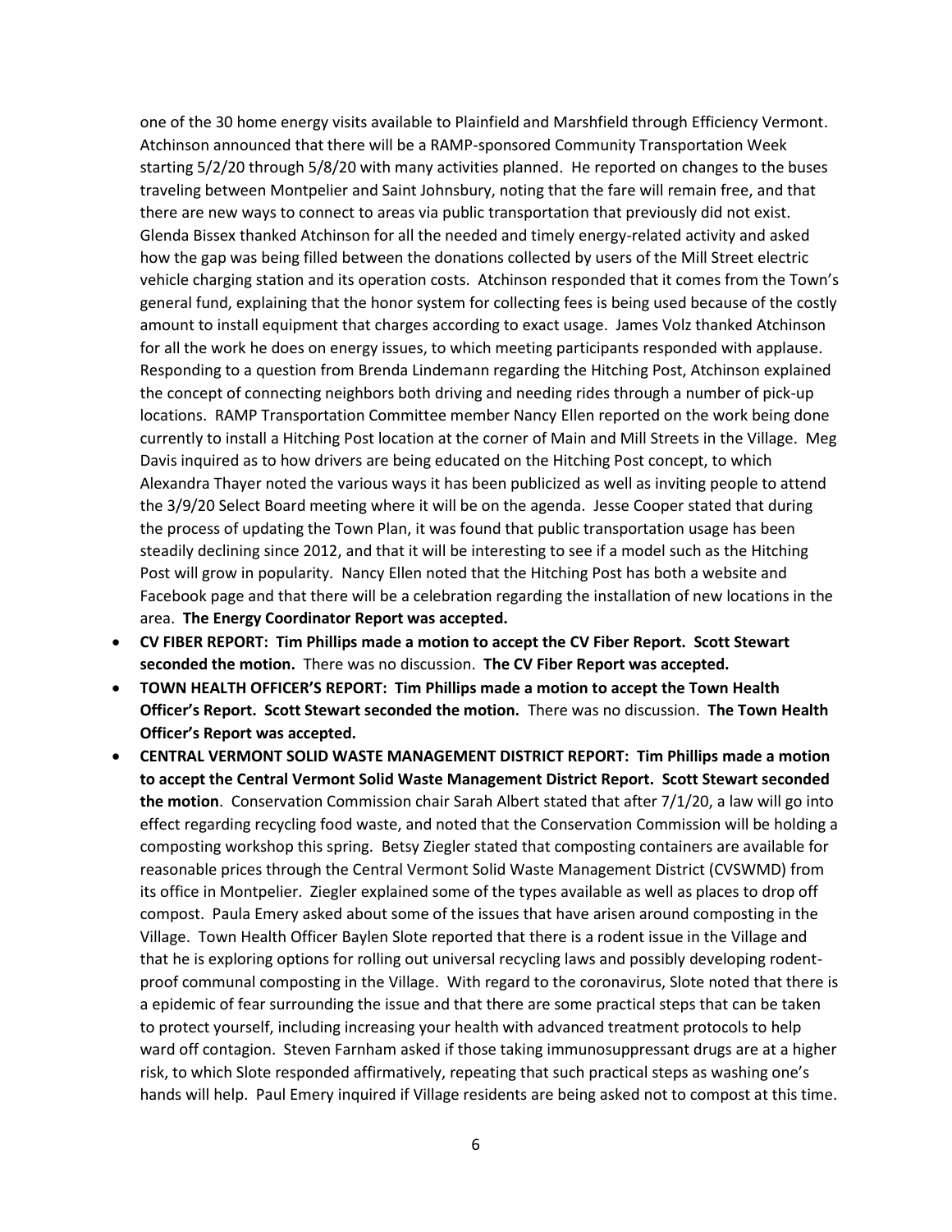one of the 30 home energy visits available to Plainfield and Marshfield through Efficiency Vermont. Atchinson announced that there will be a RAMP-sponsored Community Transportation Week starting 5/2/20 through 5/8/20 with many activities planned. He reported on changes to the buses traveling between Montpelier and Saint Johnsbury, noting that the fare will remain free, and that there are new ways to connect to areas via public transportation that previously did not exist. Glenda Bissex thanked Atchinson for all the needed and timely energy-related activity and asked how the gap was being filled between the donations collected by users of the Mill Street electric vehicle charging station and its operation costs. Atchinson responded that it comes from the Town's general fund, explaining that the honor system for collecting fees is being used because of the costly amount to install equipment that charges according to exact usage. James Volz thanked Atchinson for all the work he does on energy issues, to which meeting participants responded with applause. Responding to a question from Brenda Lindemann regarding the Hitching Post, Atchinson explained the concept of connecting neighbors both driving and needing rides through a number of pick-up locations. RAMP Transportation Committee member Nancy Ellen reported on the work being done currently to install a Hitching Post location at the corner of Main and Mill Streets in the Village. Meg Davis inquired as to how drivers are being educated on the Hitching Post concept, to which Alexandra Thayer noted the various ways it has been publicized as well as inviting people to attend the 3/9/20 Select Board meeting where it will be on the agenda. Jesse Cooper stated that during the process of updating the Town Plan, it was found that public transportation usage has been steadily declining since 2012, and that it will be interesting to see if a model such as the Hitching Post will grow in popularity. Nancy Ellen noted that the Hitching Post has both a website and Facebook page and that there will be a celebration regarding the installation of new locations in the area. **The Energy Coordinator Report was accepted.**

- **CV FIBER REPORT: Tim Phillips made a motion to accept the CV Fiber Report. Scott Stewart seconded the motion.** There was no discussion. **The CV Fiber Report was accepted.**
- **TOWN HEALTH OFFICER'S REPORT: Tim Phillips made a motion to accept the Town Health Officer's Report. Scott Stewart seconded the motion.** There was no discussion. **The Town Health Officer's Report was accepted.**
- **CENTRAL VERMONT SOLID WASTE MANAGEMENT DISTRICT REPORT: Tim Phillips made a motion to accept the Central Vermont Solid Waste Management District Report. Scott Stewart seconded the motion**. Conservation Commission chair Sarah Albert stated that after 7/1/20, a law will go into effect regarding recycling food waste, and noted that the Conservation Commission will be holding a composting workshop this spring. Betsy Ziegler stated that composting containers are available for reasonable prices through the Central Vermont Solid Waste Management District (CVSWMD) from its office in Montpelier. Ziegler explained some of the types available as well as places to drop off compost. Paula Emery asked about some of the issues that have arisen around composting in the Village. Town Health Officer Baylen Slote reported that there is a rodent issue in the Village and that he is exploring options for rolling out universal recycling laws and possibly developing rodent-proof communal composting in the Village. With regard to the coronavirus, Slote noted that there is a epidemic of fear surrounding the issue and that there are some practical steps that can be taken to protect yourself, including increasing your health with advanced treatment protocols to help ward off contagion. Steven Farnham asked if those taking immunosuppressant drugs are at a higher risk, to which Slote responded affirmatively, repeating that such practical steps as washing one's hands will help. Paul Emery inquired if Village residents are being asked not to compost at this time.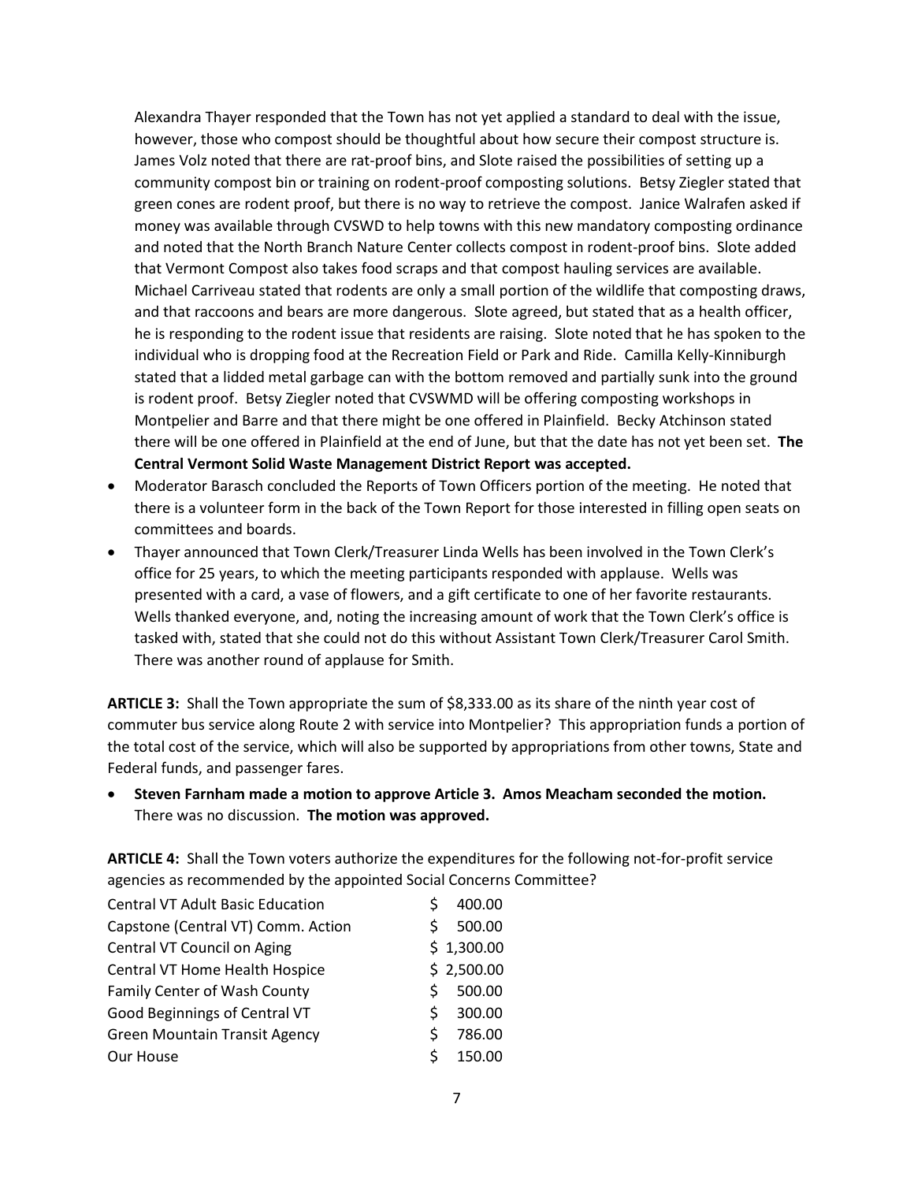Alexandra Thayer responded that the Town has not yet applied a standard to deal with the issue, however, those who compost should be thoughtful about how secure their compost structure is. James Volz noted that there are rat-proof bins, and Slote raised the possibilities of setting up a community compost bin or training on rodent-proof composting solutions. Betsy Ziegler stated that green cones are rodent proof, but there is no way to retrieve the compost. Janice Walrafen asked if money was available through CVSWD to help towns with this new mandatory composting ordinance and noted that the North Branch Nature Center collects compost in rodent-proof bins. Slote added that Vermont Compost also takes food scraps and that compost hauling services are available. Michael Carriveau stated that rodents are only a small portion of the wildlife that composting draws, and that raccoons and bears are more dangerous. Slote agreed, but stated that as a health officer, he is responding to the rodent issue that residents are raising. Slote noted that he has spoken to the individual who is dropping food at the Recreation Field or Park and Ride. Camilla Kelly-Kinniburgh stated that a lidded metal garbage can with the bottom removed and partially sunk into the ground is rodent proof. Betsy Ziegler noted that CVSWMD will be offering composting workshops in Montpelier and Barre and that there might be one offered in Plainfield. Becky Atchinson stated there will be one offered in Plainfield at the end of June, but that the date has not yet been set. **The Central Vermont Solid Waste Management District Report was accepted.**

- Moderator Barasch concluded the Reports of Town Officers portion of the meeting. He noted that there is a volunteer form in the back of the Town Report for those interested in filling open seats on committees and boards.
- Thayer announced that Town Clerk/Treasurer Linda Wells has been involved in the Town Clerk's office for 25 years, to which the meeting participants responded with applause. Wells was presented with a card, a vase of flowers, and a gift certificate to one of her favorite restaurants. Wells thanked everyone, and, noting the increasing amount of work that the Town Clerk's office is tasked with, stated that she could not do this without Assistant Town Clerk/Treasurer Carol Smith. There was another round of applause for Smith.

**ARTICLE 3:** Shall the Town appropriate the sum of $8,333.00 as its share of the ninth year cost of commuter bus service along Route 2 with service into Montpelier? This appropriation funds a portion of the total cost of the service, which will also be supported by appropriations from other towns, State and Federal funds, and passenger fares.

- **Steven Farnham made a motion to approve Article 3. Amos Meacham seconded the motion.** There was no discussion. **The motion was approved.**

**ARTICLE 4:** Shall the Town voters authorize the expenditures for the following not-for-profit service agencies as recommended by the appointed Social Concerns Committee?

| | |
|---|---|
| Central VT Adult Basic Education | $ 400.00 |
| Capstone (Central VT) Comm. Action | $ 500.00 |
| Central VT Council on Aging | $ 1,300.00 |
| Central VT Home Health Hospice | $ 2,500.00 |
| Family Center of Wash County | $ 500.00 |
| Good Beginnings of Central VT | $ 300.00 |
| Green Mountain Transit Agency | $ 786.00 |
| Our House | $ 150.00 |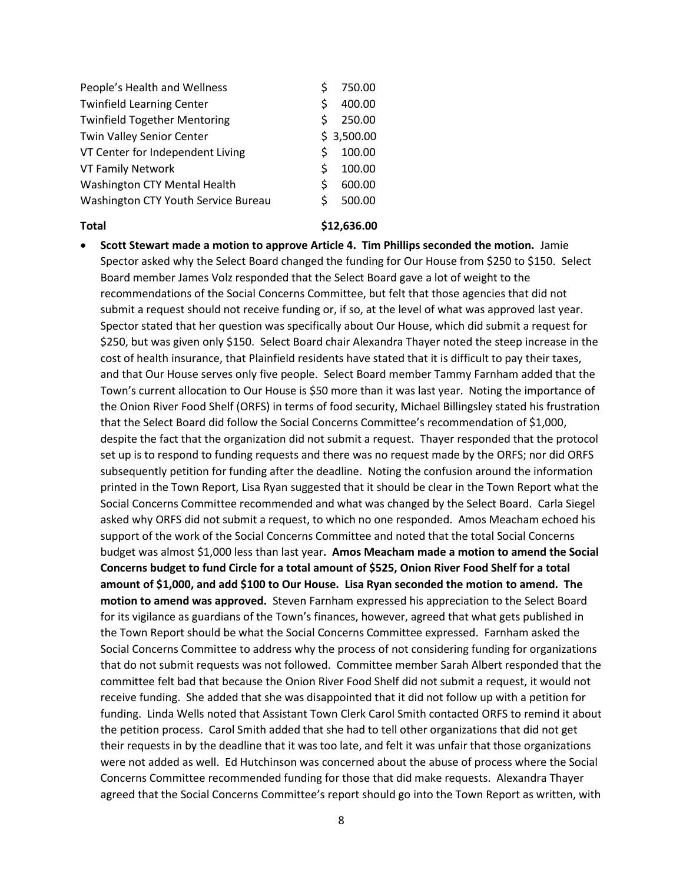| | |
|---|---|
| People's Health and Wellness | $ 750.00 |
| Twinfield Learning Center | $ 400.00 |
| Twinfield Together Mentoring | $ 250.00 |
| Twin Valley Senior Center | $ 3,500.00 |
| VT Center for Independent Living | $ 100.00 |
| VT Family Network | $ 100.00 |
| Washington CTY Mental Health | $ 600.00 |
| Washington CTY Youth Service Bureau | $ 500.00 |
| **Total** | **$12,636.00** |

- **Scott Stewart made a motion to approve Article 4. Tim Phillips seconded the motion.** Jamie Spector asked why the Select Board changed the funding for Our House from $250 to $150. Select Board member James Volz responded that the Select Board gave a lot of weight to the recommendations of the Social Concerns Committee, but felt that those agencies that did not submit a request should not receive funding or, if so, at the level of what was approved last year. Spector stated that her question was specifically about Our House, which did submit a request for $250, but was given only $150. Select Board chair Alexandra Thayer noted the steep increase in the cost of health insurance, that Plainfield residents have stated that it is difficult to pay their taxes, and that Our House serves only five people. Select Board member Tammy Farnham added that the Town's current allocation to Our House is $50 more than it was last year. Noting the importance of the Onion River Food Shelf (ORFS) in terms of food security, Michael Billingsley stated his frustration that the Select Board did follow the Social Concerns Committee's recommendation of $1,000, despite the fact that the organization did not submit a request. Thayer responded that the protocol set up is to respond to funding requests and there was no request made by the ORFS; nor did ORFS subsequently petition for funding after the deadline. Noting the confusion around the information printed in the Town Report, Lisa Ryan suggested that it should be clear in the Town Report what the Social Concerns Committee recommended and what was changed by the Select Board. Carla Siegel asked why ORFS did not submit a request, to which no one responded. Amos Meacham echoed his support of the work of the Social Concerns Committee and noted that the total Social Concerns budget was almost $1,000 less than last year**. Amos Meacham made a motion to amend the Social Concerns budget to fund Circle for a total amount of $525, Onion River Food Shelf for a total amount of $1,000, and add $100 to Our House. Lisa Ryan seconded the motion to amend. The motion to amend was approved.** Steven Farnham expressed his appreciation to the Select Board for its vigilance as guardians of the Town's finances, however, agreed that what gets published in the Town Report should be what the Social Concerns Committee expressed. Farnham asked the Social Concerns Committee to address why the process of not considering funding for organizations that do not submit requests was not followed. Committee member Sarah Albert responded that the committee felt bad that because the Onion River Food Shelf did not submit a request, it would not receive funding. She added that she was disappointed that it did not follow up with a petition for funding. Linda Wells noted that Assistant Town Clerk Carol Smith contacted ORFS to remind it about the petition process. Carol Smith added that she had to tell other organizations that did not get their requests in by the deadline that it was too late, and felt it was unfair that those organizations were not added as well. Ed Hutchinson was concerned about the abuse of process where the Social Concerns Committee recommended funding for those that did make requests. Alexandra Thayer agreed that the Social Concerns Committee's report should go into the Town Report as written, with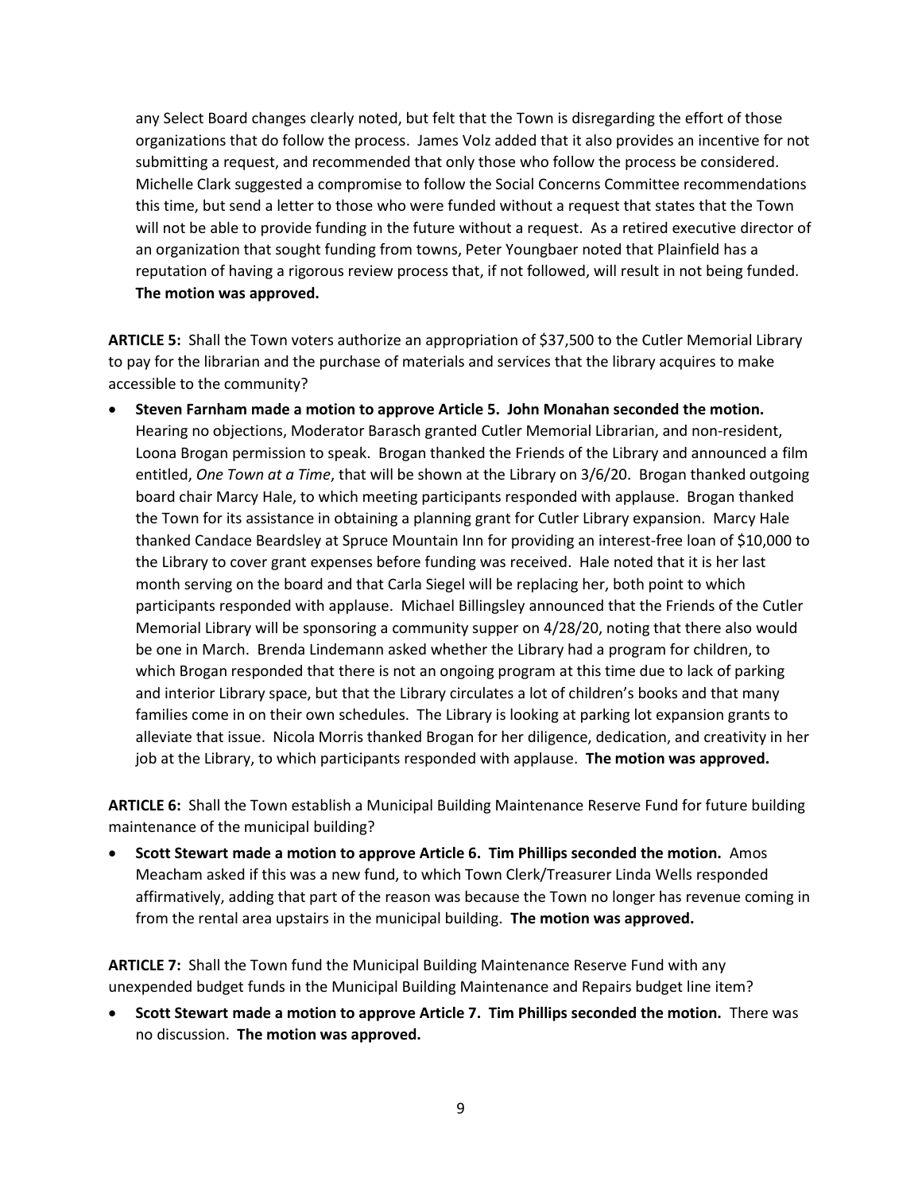any Select Board changes clearly noted, but felt that the Town is disregarding the effort of those organizations that do follow the process. James Volz added that it also provides an incentive for not submitting a request, and recommended that only those who follow the process be considered. Michelle Clark suggested a compromise to follow the Social Concerns Committee recommendations this time, but send a letter to those who were funded without a request that states that the Town will not be able to provide funding in the future without a request. As a retired executive director of an organization that sought funding from towns, Peter Youngbaer noted that Plainfield has a reputation of having a rigorous review process that, if not followed, will result in not being funded. **The motion was approved.**

**ARTICLE 5:** Shall the Town voters authorize an appropriation of $37,500 to the Cutler Memorial Library to pay for the librarian and the purchase of materials and services that the library acquires to make accessible to the community?

- **Steven Farnham made a motion to approve Article 5. John Monahan seconded the motion.** Hearing no objections, Moderator Barasch granted Cutler Memorial Librarian, and non-resident, Loona Brogan permission to speak. Brogan thanked the Friends of the Library and announced a film entitled, *One Town at a Time*, that will be shown at the Library on 3/6/20. Brogan thanked outgoing board chair Marcy Hale, to which meeting participants responded with applause. Brogan thanked the Town for its assistance in obtaining a planning grant for Cutler Library expansion. Marcy Hale thanked Candace Beardsley at Spruce Mountain Inn for providing an interest-free loan of $10,000 to the Library to cover grant expenses before funding was received. Hale noted that it is her last month serving on the board and that Carla Siegel will be replacing her, both point to which participants responded with applause. Michael Billingsley announced that the Friends of the Cutler Memorial Library will be sponsoring a community supper on 4/28/20, noting that there also would be one in March. Brenda Lindemann asked whether the Library had a program for children, to which Brogan responded that there is not an ongoing program at this time due to lack of parking and interior Library space, but that the Library circulates a lot of children's books and that many families come in on their own schedules. The Library is looking at parking lot expansion grants to alleviate that issue. Nicola Morris thanked Brogan for her diligence, dedication, and creativity in her job at the Library, to which participants responded with applause. **The motion was approved.**

**ARTICLE 6:** Shall the Town establish a Municipal Building Maintenance Reserve Fund for future building maintenance of the municipal building?

- **Scott Stewart made a motion to approve Article 6. Tim Phillips seconded the motion.** Amos Meacham asked if this was a new fund, to which Town Clerk/Treasurer Linda Wells responded affirmatively, adding that part of the reason was because the Town no longer has revenue coming in from the rental area upstairs in the municipal building. **The motion was approved.**

**ARTICLE 7:** Shall the Town fund the Municipal Building Maintenance Reserve Fund with any unexpended budget funds in the Municipal Building Maintenance and Repairs budget line item?

- **Scott Stewart made a motion to approve Article 7. Tim Phillips seconded the motion.** There was no discussion. **The motion was approved.**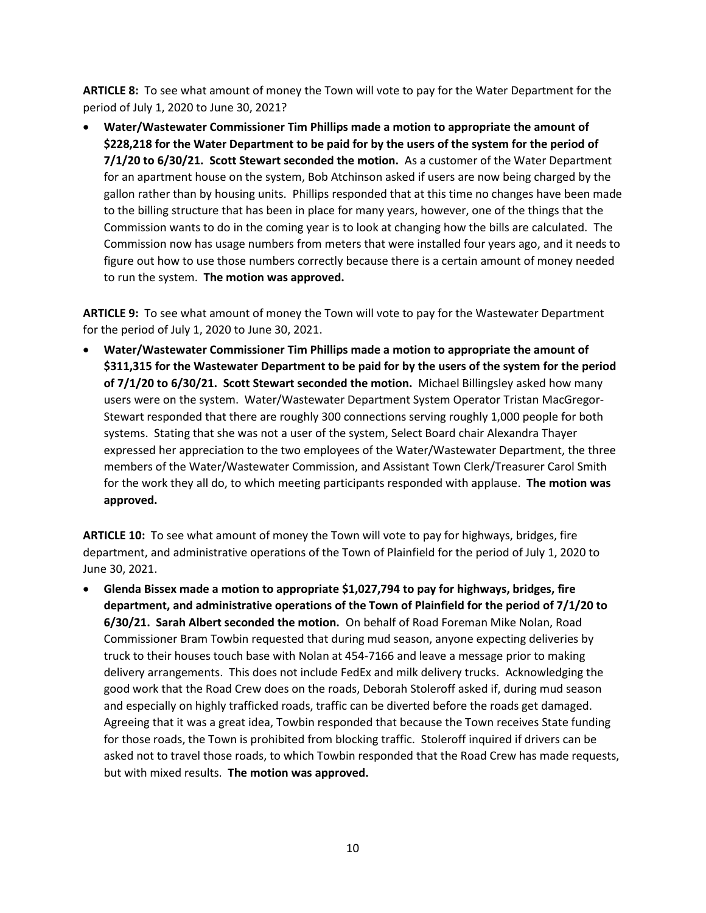**ARTICLE 8:** To see what amount of money the Town will vote to pay for the Water Department for the period of July 1, 2020 to June 30, 2021?

- **Water/Wastewater Commissioner Tim Phillips made a motion to appropriate the amount of $228,218 for the Water Department to be paid for by the users of the system for the period of 7/1/20 to 6/30/21. Scott Stewart seconded the motion.** As a customer of the Water Department for an apartment house on the system, Bob Atchinson asked if users are now being charged by the gallon rather than by housing units. Phillips responded that at this time no changes have been made to the billing structure that has been in place for many years, however, one of the things that the Commission wants to do in the coming year is to look at changing how the bills are calculated. The Commission now has usage numbers from meters that were installed four years ago, and it needs to figure out how to use those numbers correctly because there is a certain amount of money needed to run the system. **The motion was approved.**

**ARTICLE 9:** To see what amount of money the Town will vote to pay for the Wastewater Department for the period of July 1, 2020 to June 30, 2021.

- **Water/Wastewater Commissioner Tim Phillips made a motion to appropriate the amount of $311,315 for the Wastewater Department to be paid for by the users of the system for the period of 7/1/20 to 6/30/21. Scott Stewart seconded the motion.** Michael Billingsley asked how many users were on the system. Water/Wastewater Department System Operator Tristan MacGregor-Stewart responded that there are roughly 300 connections serving roughly 1,000 people for both systems. Stating that she was not a user of the system, Select Board chair Alexandra Thayer expressed her appreciation to the two employees of the Water/Wastewater Department, the three members of the Water/Wastewater Commission, and Assistant Town Clerk/Treasurer Carol Smith for the work they all do, to which meeting participants responded with applause. **The motion was approved.**

**ARTICLE 10:** To see what amount of money the Town will vote to pay for highways, bridges, fire department, and administrative operations of the Town of Plainfield for the period of July 1, 2020 to June 30, 2021.

- **Glenda Bissex made a motion to appropriate $1,027,794 to pay for highways, bridges, fire department, and administrative operations of the Town of Plainfield for the period of 7/1/20 to 6/30/21. Sarah Albert seconded the motion.** On behalf of Road Foreman Mike Nolan, Road Commissioner Bram Towbin requested that during mud season, anyone expecting deliveries by truck to their houses touch base with Nolan at 454-7166 and leave a message prior to making delivery arrangements. This does not include FedEx and milk delivery trucks. Acknowledging the good work that the Road Crew does on the roads, Deborah Stoleroff asked if, during mud season and especially on highly trafficked roads, traffic can be diverted before the roads get damaged. Agreeing that it was a great idea, Towbin responded that because the Town receives State funding for those roads, the Town is prohibited from blocking traffic. Stoleroff inquired if drivers can be asked not to travel those roads, to which Towbin responded that the Road Crew has made requests, but with mixed results. **The motion was approved.**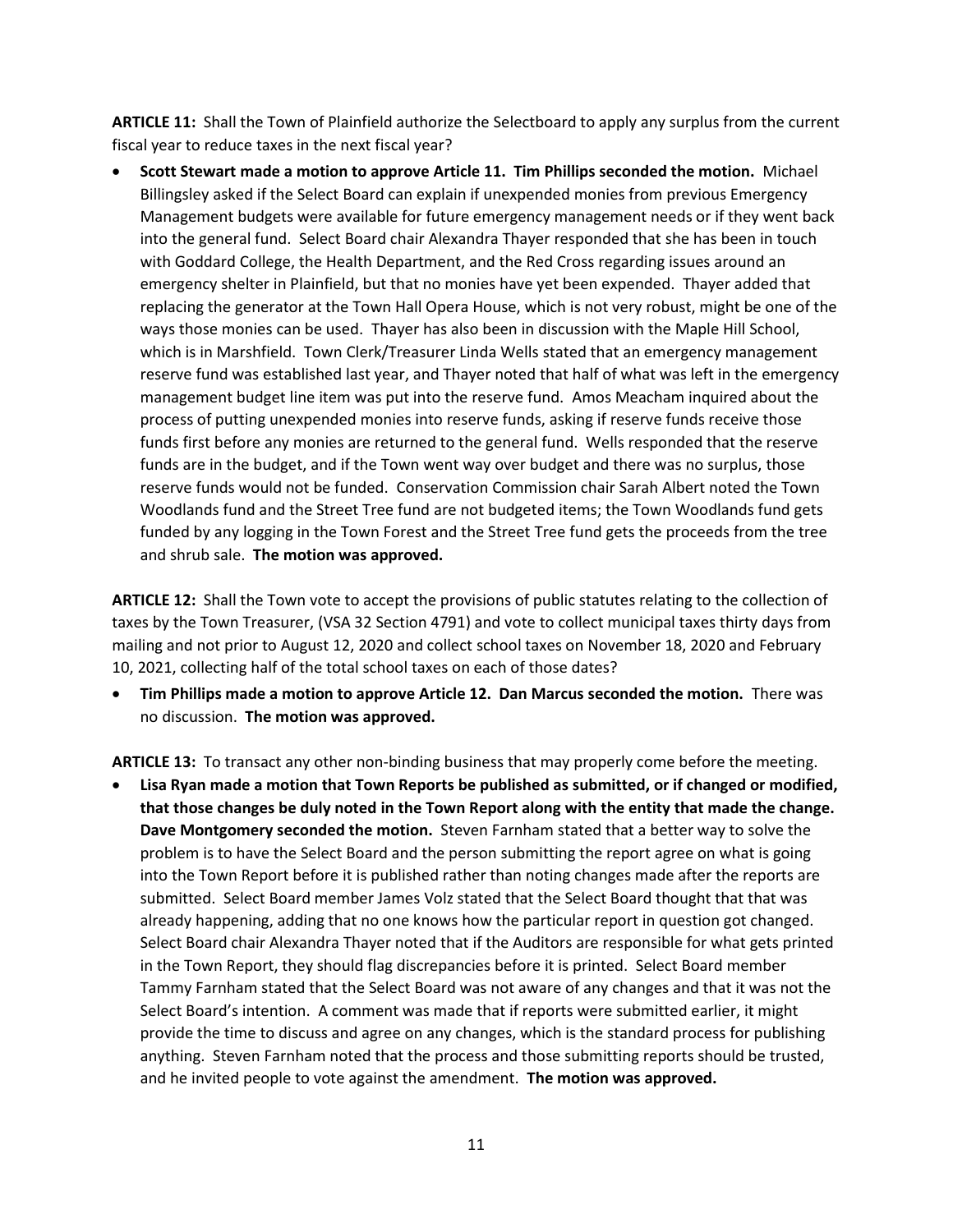**ARTICLE 11:** Shall the Town of Plainfield authorize the Selectboard to apply any surplus from the current fiscal year to reduce taxes in the next fiscal year?

- **Scott Stewart made a motion to approve Article 11. Tim Phillips seconded the motion.** Michael Billingsley asked if the Select Board can explain if unexpended monies from previous Emergency Management budgets were available for future emergency management needs or if they went back into the general fund. Select Board chair Alexandra Thayer responded that she has been in touch with Goddard College, the Health Department, and the Red Cross regarding issues around an emergency shelter in Plainfield, but that no monies have yet been expended. Thayer added that replacing the generator at the Town Hall Opera House, which is not very robust, might be one of the ways those monies can be used. Thayer has also been in discussion with the Maple Hill School, which is in Marshfield. Town Clerk/Treasurer Linda Wells stated that an emergency management reserve fund was established last year, and Thayer noted that half of what was left in the emergency management budget line item was put into the reserve fund. Amos Meacham inquired about the process of putting unexpended monies into reserve funds, asking if reserve funds receive those funds first before any monies are returned to the general fund. Wells responded that the reserve funds are in the budget, and if the Town went way over budget and there was no surplus, those reserve funds would not be funded. Conservation Commission chair Sarah Albert noted the Town Woodlands fund and the Street Tree fund are not budgeted items; the Town Woodlands fund gets funded by any logging in the Town Forest and the Street Tree fund gets the proceeds from the tree and shrub sale. **The motion was approved.**

**ARTICLE 12:** Shall the Town vote to accept the provisions of public statutes relating to the collection of taxes by the Town Treasurer, (VSA 32 Section 4791) and vote to collect municipal taxes thirty days from mailing and not prior to August 12, 2020 and collect school taxes on November 18, 2020 and February 10, 2021, collecting half of the total school taxes on each of those dates?

- **Tim Phillips made a motion to approve Article 12. Dan Marcus seconded the motion.** There was no discussion. **The motion was approved.**

**ARTICLE 13:** To transact any other non-binding business that may properly come before the meeting.

- **Lisa Ryan made a motion that Town Reports be published as submitted, or if changed or modified, that those changes be duly noted in the Town Report along with the entity that made the change. Dave Montgomery seconded the motion.** Steven Farnham stated that a better way to solve the problem is to have the Select Board and the person submitting the report agree on what is going into the Town Report before it is published rather than noting changes made after the reports are submitted. Select Board member James Volz stated that the Select Board thought that that was already happening, adding that no one knows how the particular report in question got changed. Select Board chair Alexandra Thayer noted that if the Auditors are responsible for what gets printed in the Town Report, they should flag discrepancies before it is printed. Select Board member Tammy Farnham stated that the Select Board was not aware of any changes and that it was not the Select Board's intention. A comment was made that if reports were submitted earlier, it might provide the time to discuss and agree on any changes, which is the standard process for publishing anything. Steven Farnham noted that the process and those submitting reports should be trusted, and he invited people to vote against the amendment. **The motion was approved.**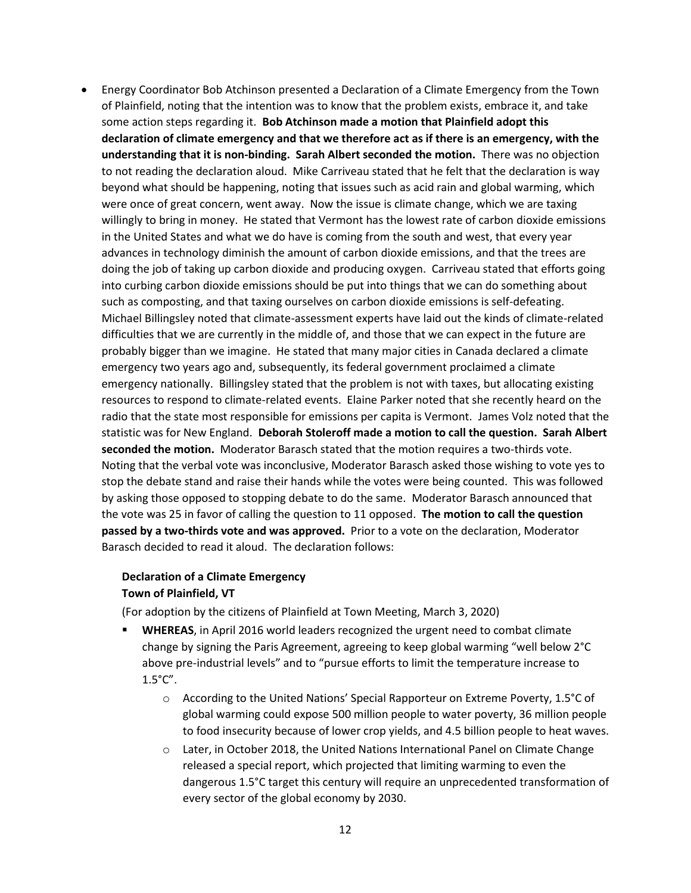- Energy Coordinator Bob Atchinson presented a Declaration of a Climate Emergency from the Town of Plainfield, noting that the intention was to know that the problem exists, embrace it, and take some action steps regarding it. **Bob Atchinson made a motion that Plainfield adopt this declaration of climate emergency and that we therefore act as if there is an emergency, with the understanding that it is non-binding. Sarah Albert seconded the motion.** There was no objection to not reading the declaration aloud. Mike Carriveau stated that he felt that the declaration is way beyond what should be happening, noting that issues such as acid rain and global warming, which were once of great concern, went away. Now the issue is climate change, which we are taxing willingly to bring in money. He stated that Vermont has the lowest rate of carbon dioxide emissions in the United States and what we do have is coming from the south and west, that every year advances in technology diminish the amount of carbon dioxide emissions, and that the trees are doing the job of taking up carbon dioxide and producing oxygen. Carriveau stated that efforts going into curbing carbon dioxide emissions should be put into things that we can do something about such as composting, and that taxing ourselves on carbon dioxide emissions is self-defeating. Michael Billingsley noted that climate-assessment experts have laid out the kinds of climate-related difficulties that we are currently in the middle of, and those that we can expect in the future are probably bigger than we imagine. He stated that many major cities in Canada declared a climate emergency two years ago and, subsequently, its federal government proclaimed a climate emergency nationally. Billingsley stated that the problem is not with taxes, but allocating existing resources to respond to climate-related events. Elaine Parker noted that she recently heard on the radio that the state most responsible for emissions per capita is Vermont. James Volz noted that the statistic was for New England. **Deborah Stoleroff made a motion to call the question. Sarah Albert seconded the motion.** Moderator Barasch stated that the motion requires a two-thirds vote. Noting that the verbal vote was inconclusive, Moderator Barasch asked those wishing to vote yes to stop the debate stand and raise their hands while the votes were being counted. This was followed by asking those opposed to stopping debate to do the same. Moderator Barasch announced that the vote was 25 in favor of calling the question to 11 opposed. **The motion to call the question passed by a two-thirds vote and was approved.** Prior to a vote on the declaration, Moderator Barasch decided to read it aloud. The declaration follows:

  **Declaration of a Climate Emergency**
  **Town of Plainfield, VT**

  (For adoption by the citizens of Plainfield at Town Meeting, March 3, 2020)

  - **WHEREAS**, in April 2016 world leaders recognized the urgent need to combat climate change by signing the Paris Agreement, agreeing to keep global warming "well below 2°C above pre-industrial levels" and to "pursue efforts to limit the temperature increase to 1.5°C".
    - According to the United Nations' Special Rapporteur on Extreme Poverty, 1.5°C of global warming could expose 500 million people to water poverty, 36 million people to food insecurity because of lower crop yields, and 4.5 billion people to heat waves.
    - Later, in October 2018, the United Nations International Panel on Climate Change released a special report, which projected that limiting warming to even the dangerous 1.5°C target this century will require an unprecedented transformation of every sector of the global economy by 2030.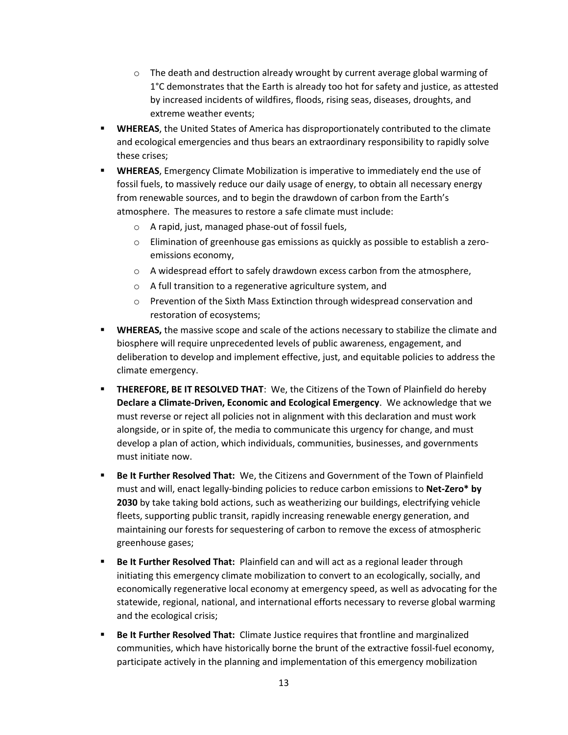- The death and destruction already wrought by current average global warming of 1°C demonstrates that the Earth is already too hot for safety and justice, as attested by increased incidents of wildfires, floods, rising seas, diseases, droughts, and extreme weather events;

- **WHEREAS**, the United States of America has disproportionately contributed to the climate and ecological emergencies and thus bears an extraordinary responsibility to rapidly solve these crises;
- **WHEREAS**, Emergency Climate Mobilization is imperative to immediately end the use of fossil fuels, to massively reduce our daily usage of energy, to obtain all necessary energy from renewable sources, and to begin the drawdown of carbon from the Earth's atmosphere. The measures to restore a safe climate must include:
  - A rapid, just, managed phase-out of fossil fuels,
  - Elimination of greenhouse gas emissions as quickly as possible to establish a zero-emissions economy,
  - A widespread effort to safely drawdown excess carbon from the atmosphere,
  - A full transition to a regenerative agriculture system, and
  - Prevention of the Sixth Mass Extinction through widespread conservation and restoration of ecosystems;
- **WHEREAS,** the massive scope and scale of the actions necessary to stabilize the climate and biosphere will require unprecedented levels of public awareness, engagement, and deliberation to develop and implement effective, just, and equitable policies to address the climate emergency.
- **THEREFORE, BE IT RESOLVED THAT**: We, the Citizens of the Town of Plainfield do hereby **Declare a Climate-Driven, Economic and Ecological Emergency**. We acknowledge that we must reverse or reject all policies not in alignment with this declaration and must work alongside, or in spite of, the media to communicate this urgency for change, and must develop a plan of action, which individuals, communities, businesses, and governments must initiate now.
- **Be It Further Resolved That:** We, the Citizens and Government of the Town of Plainfield must and will, enact legally-binding policies to reduce carbon emissions to **Net-Zero* by 2030** by take taking bold actions, such as weatherizing our buildings, electrifying vehicle fleets, supporting public transit, rapidly increasing renewable energy generation, and maintaining our forests for sequestering of carbon to remove the excess of atmospheric greenhouse gases;
- **Be It Further Resolved That:** Plainfield can and will act as a regional leader through initiating this emergency climate mobilization to convert to an ecologically, socially, and economically regenerative local economy at emergency speed, as well as advocating for the statewide, regional, national, and international efforts necessary to reverse global warming and the ecological crisis;
- **Be It Further Resolved That:** Climate Justice requires that frontline and marginalized communities, which have historically borne the brunt of the extractive fossil-fuel economy, participate actively in the planning and implementation of this emergency mobilization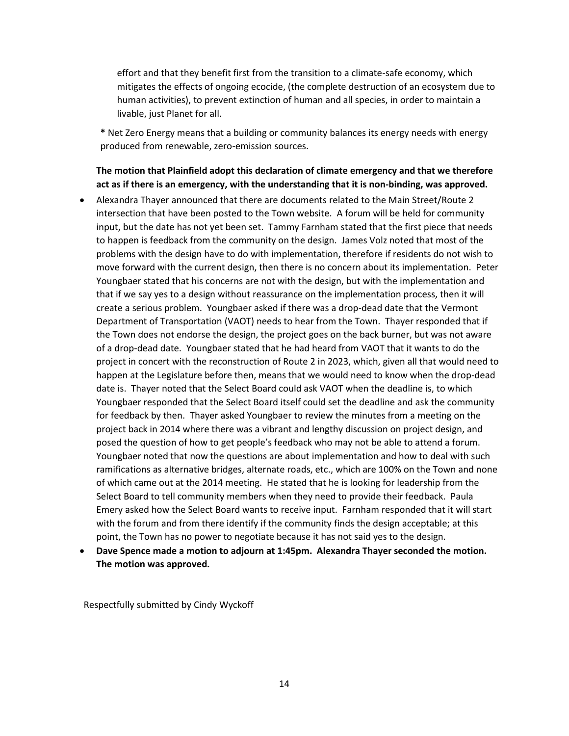effort and that they benefit first from the transition to a climate-safe economy, which mitigates the effects of ongoing ecocide, (the complete destruction of an ecosystem due to human activities), to prevent extinction of human and all species, in order to maintain a livable, just Planet for all.

**\*** Net Zero Energy means that a building or community balances its energy needs with energy produced from renewable, zero-emission sources.

**The motion that Plainfield adopt this declaration of climate emergency and that we therefore act as if there is an emergency, with the understanding that it is non-binding, was approved.**

- Alexandra Thayer announced that there are documents related to the Main Street/Route 2 intersection that have been posted to the Town website. A forum will be held for community input, but the date has not yet been set. Tammy Farnham stated that the first piece that needs to happen is feedback from the community on the design. James Volz noted that most of the problems with the design have to do with implementation, therefore if residents do not wish to move forward with the current design, then there is no concern about its implementation. Peter Youngbaer stated that his concerns are not with the design, but with the implementation and that if we say yes to a design without reassurance on the implementation process, then it will create a serious problem. Youngbaer asked if there was a drop-dead date that the Vermont Department of Transportation (VAOT) needs to hear from the Town. Thayer responded that if the Town does not endorse the design, the project goes on the back burner, but was not aware of a drop-dead date. Youngbaer stated that he had heard from VAOT that it wants to do the project in concert with the reconstruction of Route 2 in 2023, which, given all that would need to happen at the Legislature before then, means that we would need to know when the drop-dead date is. Thayer noted that the Select Board could ask VAOT when the deadline is, to which Youngbaer responded that the Select Board itself could set the deadline and ask the community for feedback by then. Thayer asked Youngbaer to review the minutes from a meeting on the project back in 2014 where there was a vibrant and lengthy discussion on project design, and posed the question of how to get people's feedback who may not be able to attend a forum. Youngbaer noted that now the questions are about implementation and how to deal with such ramifications as alternative bridges, alternate roads, etc., which are 100% on the Town and none of which came out at the 2014 meeting. He stated that he is looking for leadership from the Select Board to tell community members when they need to provide their feedback. Paula Emery asked how the Select Board wants to receive input. Farnham responded that it will start with the forum and from there identify if the community finds the design acceptable; at this point, the Town has no power to negotiate because it has not said yes to the design.
- **Dave Spence made a motion to adjourn at 1:45pm. Alexandra Thayer seconded the motion. The motion was approved.**

Respectfully submitted by Cindy Wyckoff